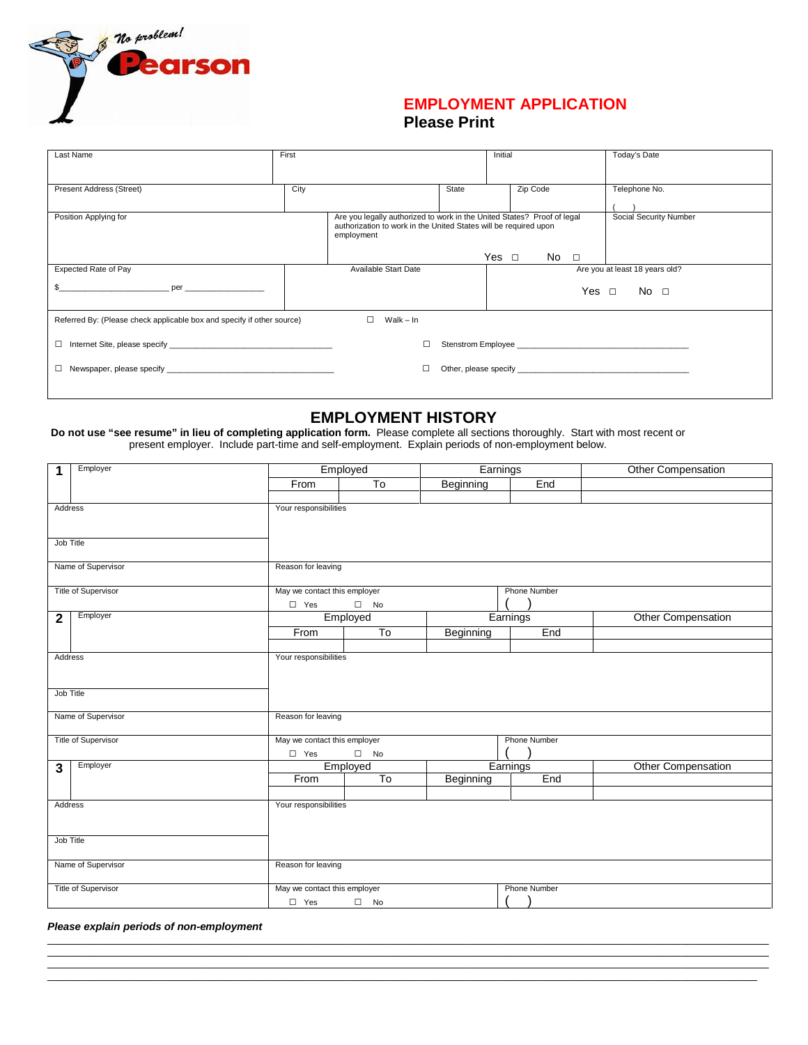No problem! Pearson

# EMPLOYMENT APPLICATION

**Please Print**

| Last Name | First | Initial | Today's Date |
|---|---|---|---|
| | | | |

| Present Address (Street) | City | State | Zip Code | Telephone No. |
|---|---|---|---|---|
| | | | | ( ) |

| Position Applying for | Are you legally authorized to work in the United States? Proof of legal authorization to work in the United States will be required upon employment | Social Security Number |
|---|---|---|
| | Yes ☐ No ☐ | |

| Expected Rate of Pay | Available Start Date | Are you at least 18 years old? |
|---|---|---|
| $______________________ per ________________ | | Yes ☐ No ☐ |

Referred By: (Please check applicable box and specify if other source) ☐ Walk – In

☐ Internet Site, please specify ___________________________________ ☐ Stenstrom Employee ___________________________________

☐ Newspaper, please specify ___________________________________ ☐ Other, please specify ___________________________________

## EMPLOYMENT HISTORY

**Do not use "see resume" in lieu of completing application form.** Please complete all sections thoroughly. Start with most recent or present employer. Include part-time and self-employment. Explain periods of non-employment below.

| 1 Employer | Employed | | Earnings | | Other Compensation |
|---|---|---|---|---|---|
| | From | To | Beginning | End | |
| | | | | | |
| Address | Your responsibilities | | | | |
| Job Title | | | | | |
| Name of Supervisor | Reason for leaving | | | | |
| Title of Supervisor | May we contact this employer ☐ Yes ☐ No | | Phone Number ( ) | | |

| 2 Employer | Employed | | Earnings | | Other Compensation |
|---|---|---|---|---|---|
| | From | To | Beginning | End | |
| | | | | | |
| Address | Your responsibilities | | | | |
| Job Title | | | | | |
| Name of Supervisor | Reason for leaving | | | | |
| Title of Supervisor | May we contact this employer ☐ Yes ☐ No | | Phone Number ( ) | | |

| 3 Employer | Employed | | Earnings | | Other Compensation |
|---|---|---|---|---|---|
| | From | To | Beginning | End | |
| | | | | | |
| Address | Your responsibilities | | | | |
| Job Title | | | | | |
| Name of Supervisor | Reason for leaving | | | | |
| Title of Supervisor | May we contact this employer ☐ Yes ☐ No | | Phone Number ( ) | | |

***Please explain periods of non-employment***

_______________________________________________________________________________

_______________________________________________________________________________

_______________________________________________________________________________

_______________________________________________________________________________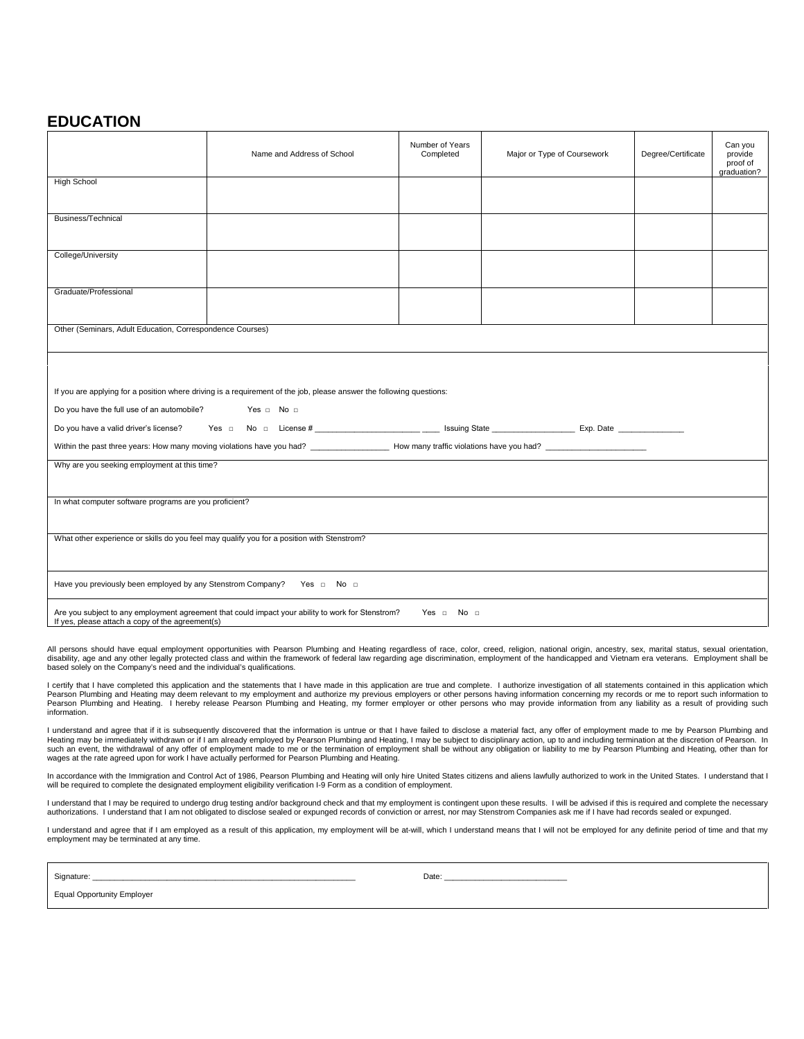# EDUCATION

| | Name and Address of School | Number of Years Completed | Major or Type of Coursework | Degree/Certificate | Can you provide proof of graduation? |
|---|---|---|---|---|---|
| High School | | | | | |
| Business/Technical | | | | | |
| College/University | | | | | |
| Graduate/Professional | | | | | |
| Other (Seminars, Adult Education, Correspondence Courses) | | | | | |

If you are applying for a position where driving is a requirement of the job, please answer the following questions:

Do you have the full use of an automobile? Yes □ No □

Do you have a valid driver's license? Yes □ No □ License # ______________________ ____ Issuing State __________________ Exp. Date ______________

Within the past three years: How many moving violations have you had? ________________ How many traffic violations have you had? _____________________

Why are you seeking employment at this time?

In what computer software programs are you proficient?

What other experience or skills do you feel may qualify you for a position with Stenstrom?

Have you previously been employed by any Stenstrom Company? Yes □ No □

Are you subject to any employment agreement that could impact your ability to work for Stenstrom? Yes □ No □
If yes, please attach a copy of the agreement(s)

All persons should have equal employment opportunities with Pearson Plumbing and Heating regardless of race, color, creed, religion, national origin, ancestry, sex, marital status, sexual orientation, disability, age and any other legally protected class and within the framework of federal law regarding age discrimination, employment of the handicapped and Vietnam era veterans. Employment shall be based solely on the Company's need and the individual's qualifications.

I certify that I have completed this application and the statements that I have made in this application are true and complete. I authorize investigation of all statements contained in this application which Pearson Plumbing and Heating may deem relevant to my employment and authorize my previous employers or other persons having information concerning my records or me to report such information to Pearson Plumbing and Heating. I hereby release Pearson Plumbing and Heating, my former employer or other persons who may provide information from any liability as a result of providing such information.

I understand and agree that if it is subsequently discovered that the information is untrue or that I have failed to disclose a material fact, any offer of employment made to me by Pearson Plumbing and Heating may be immediately withdrawn or if I am already employed by Pearson Plumbing and Heating, I may be subject to disciplinary action, up to and including termination at the discretion of Pearson. In such an event, the withdrawal of any offer of employment made to me or the termination of employment shall be without any obligation or liability to me by Pearson Plumbing and Heating, other than for wages at the rate agreed upon for work I have actually performed for Pearson Plumbing and Heating.

In accordance with the Immigration and Control Act of 1986, Pearson Plumbing and Heating will only hire United States citizens and aliens lawfully authorized to work in the United States. I understand that I will be required to complete the designated employment eligibility verification I-9 Form as a condition of employment.

I understand that I may be required to undergo drug testing and/or background check and that my employment is contingent upon these results. I will be advised if this is required and complete the necessary authorizations. I understand that I am not obligated to disclose sealed or expunged records of conviction or arrest, nor may Stenstrom Companies ask me if I have had records sealed or expunged.

I understand and agree that if I am employed as a result of this application, my employment will be at-will, which I understand means that I will not be employed for any definite period of time and that my employment may be terminated at any time.

Signature: ____________________________________________________________ Date: ___________________________

Equal Opportunity Employer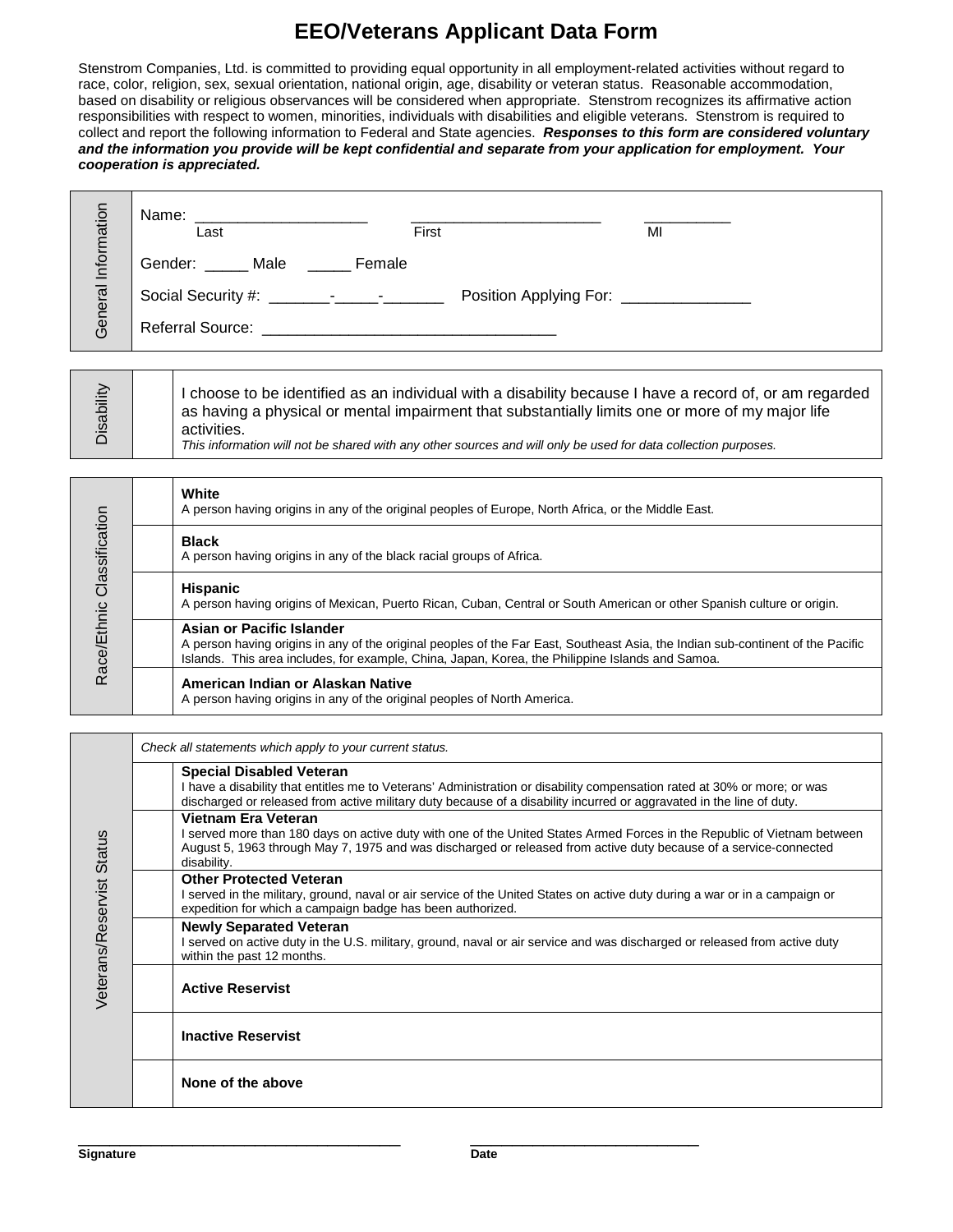# EEO/Veterans Applicant Data Form

Stenstrom Companies, Ltd. is committed to providing equal opportunity in all employment-related activities without regard to race, color, religion, sex, sexual orientation, national origin, age, disability or veteran status. Reasonable accommodation, based on disability or religious observances will be considered when appropriate. Stenstrom recognizes its affirmative action responsibilities with respect to women, minorities, individuals with disabilities and eligible veterans. Stenstrom is required to collect and report the following information to Federal and State agencies. ***Responses to this form are considered voluntary and the information you provide will be kept confidential and separate from your application for employment. Your cooperation is appreciated.***

## General Information

Name: ____________________ ______________________ __________
Last First MI

Gender: _____ Male _____ Female

Social Security #: _______-_____-_______ Position Applying For: _______________

Referral Source: __________________________________

## Disability

| | |
|---|---|
| | I choose to be identified as an individual with a disability because I have a record of, or am regarded as having a physical or mental impairment that substantially limits one or more of my major life activities. *This information will not be shared with any other sources and will only be used for data collection purposes.* |

## Race/Ethnic Classification

| | |
|---|---|
| | **White** A person having origins in any of the original peoples of Europe, North Africa, or the Middle East. |
| | **Black** A person having origins in any of the black racial groups of Africa. |
| | **Hispanic** A person having origins of Mexican, Puerto Rican, Cuban, Central or South American or other Spanish culture or origin. |
| | **Asian or Pacific Islander** A person having origins in any of the original peoples of the Far East, Southeast Asia, the Indian sub-continent of the Pacific Islands. This area includes, for example, China, Japan, Korea, the Philippine Islands and Samoa. |
| | **American Indian or Alaskan Native** A person having origins in any of the original peoples of North America. |

## Veterans/Reservist Status

*Check all statements which apply to your current status.*

| | |
|---|---|
| | **Special Disabled Veteran** I have a disability that entitles me to Veterans' Administration or disability compensation rated at 30% or more; or was discharged or released from active military duty because of a disability incurred or aggravated in the line of duty. |
| | **Vietnam Era Veteran** I served more than 180 days on active duty with one of the United States Armed Forces in the Republic of Vietnam between August 5, 1963 through May 7, 1975 and was discharged or released from active duty because of a service-connected disability. |
| | **Other Protected Veteran** I served in the military, ground, naval or air service of the United States on active duty during a war or in a campaign or expedition for which a campaign badge has been authorized. |
| | **Newly Separated Veteran** I served on active duty in the U.S. military, ground, naval or air service and was discharged or released from active duty within the past 12 months. |
| | **Active Reservist** |
| | **Inactive Reservist** |
| | **None of the above** |

________________________________________ ______________________________
**Signature** **Date**